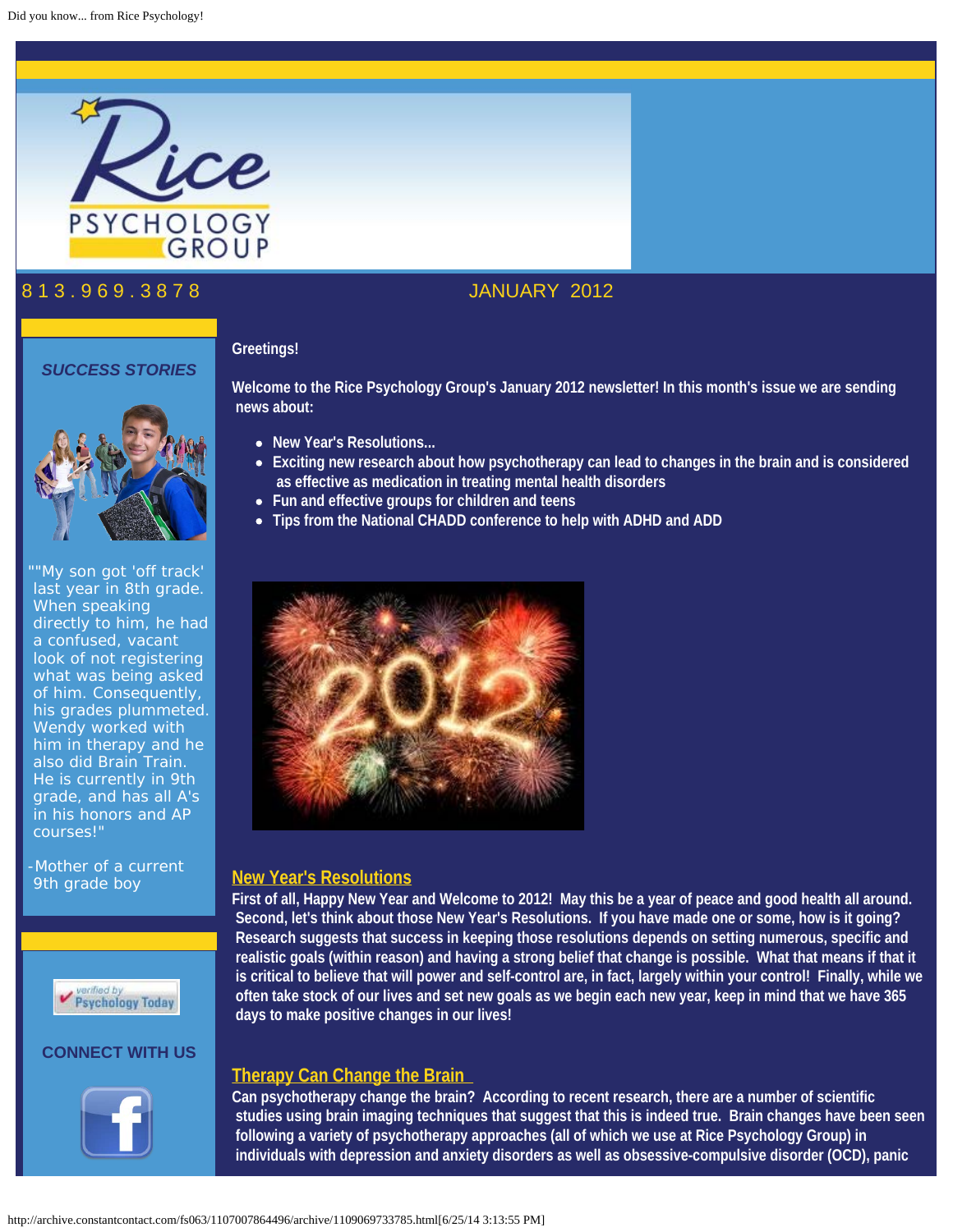813.969.3878

JANUARY 2012

### SUCCESS STORIES

""My son got 'off track' last year in 8th grade. When speaking directly to him, he had a confused, vacant look of not registering what was being asked of him. Consequently, his grades plummeted. Wendy worked with him in therapy and he also did Brain Train. He is currently in 9th grade, and has all A's in his honors and AP courses!"

-Mother of a current 9th grade boy

### CONNECT WITH US

**Greetings!**

**Welcome to the Rice Psychology Group's January 2012 newsletter! In this month's issue we are sending news about:**

- **New Year's Resolutions...**
- **Exciting new research about how psychotherapy can lead to changes in the brain and is considered as effective as medication in treating mental health disorders**
- **Fun and effective groups for children and teens**
- **Tips from the National CHADD conference to help with ADHD and ADD**

## New Year's Resolutions

**First of all, Happy New Year and Welcome to 2012! May this be a year of peace and good health all around. Second, let's think about those New Year's Resolutions. If you have made one or some, how is it going? Research suggests that success in keeping those resolutions depends on setting numerous, specific and realistic goals (within reason) and having a strong belief that change is possible. What that means if that it is critical to believe that will power and self-control are, in fact, largely within your control! Finally, while we often take stock of our lives and set new goals as we begin each new year, keep in mind that we have 365 days to make positive changes in our lives!**

## Therapy Can Change the Brain

**Can psychotherapy change the brain? According to recent research, there are a number of scientific studies using brain imaging techniques that suggest that this is indeed true. Brain changes have been seen following a variety of psychotherapy approaches (all of which we use at Rice Psychology Group) in individuals with depression and anxiety disorders as well as obsessive-compulsive disorder (OCD), panic**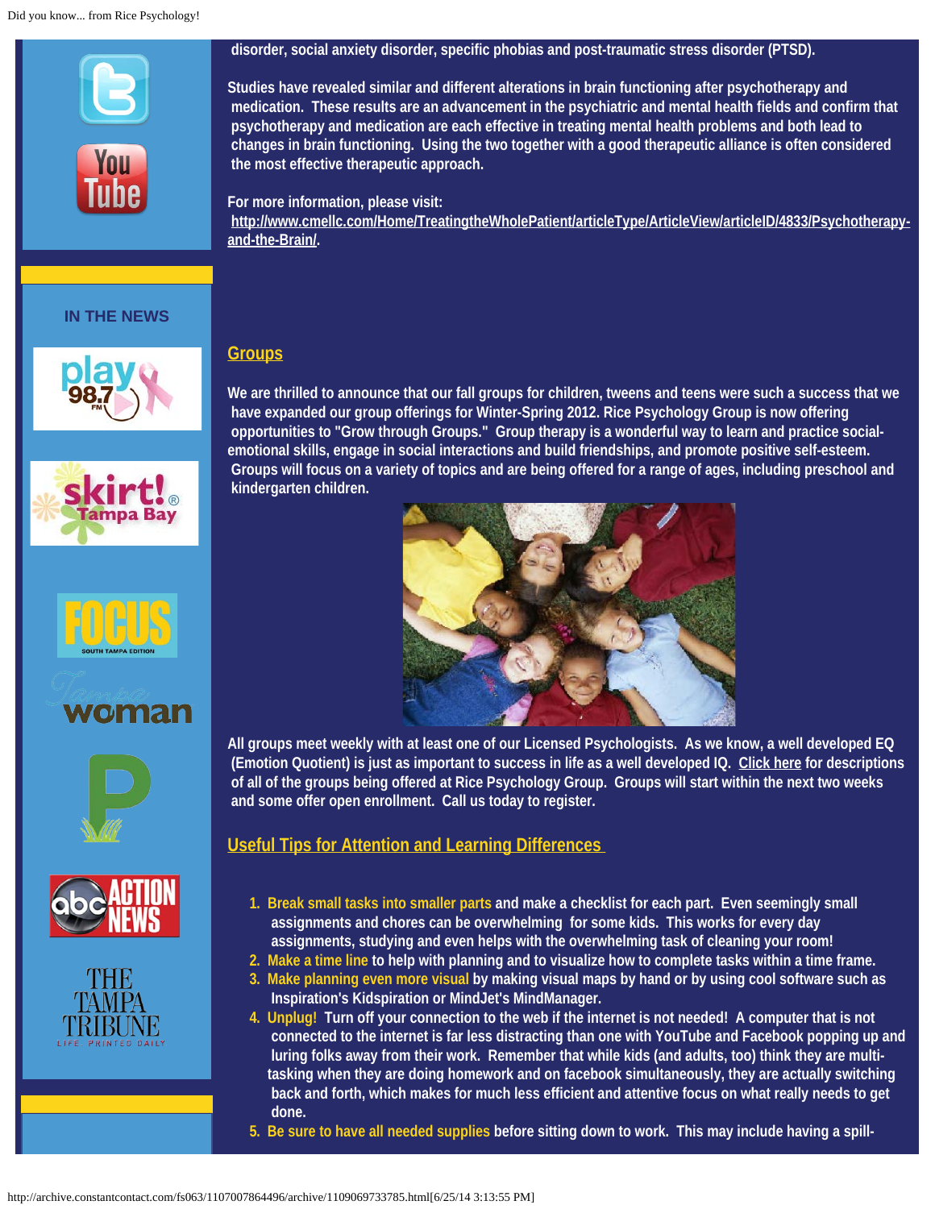disorder, social anxiety disorder, specific phobias and post-traumatic stress disorder (PTSD).

Studies have revealed similar and different alterations in brain functioning after psychotherapy and medication. These results are an advancement in the psychiatric and mental health fields and confirm that psychotherapy and medication are each effective in treating mental health problems and both lead to changes in brain functioning. Using the two together with a good therapeutic alliance is often considered the most effective therapeutic approach.

For more information, please visit:
http://www.cmellc.com/Home/TreatingtheWholePatient/articleType/ArticleView/articleID/4833/Psychotherapy-and-the-Brain/.

IN THE NEWS

## Groups

We are thrilled to announce that our fall groups for children, tweens and teens were such a success that we have expanded our group offerings for Winter-Spring 2012. Rice Psychology Group is now offering opportunities to "Grow through Groups." Group therapy is a wonderful way to learn and practice social-emotional skills, engage in social interactions and build friendships, and promote positive self-esteem. Groups will focus on a variety of topics and are being offered for a range of ages, including preschool and kindergarten children.

All groups meet weekly with at least one of our Licensed Psychologists. As we know, a well developed EQ (Emotion Quotient) is just as important to success in life as a well developed IQ. Click here for descriptions of all of the groups being offered at Rice Psychology Group. Groups will start within the next two weeks and some offer open enrollment. Call us today to register.

## Useful Tips for Attention and Learning Differences

1. **Break small tasks into smaller parts** and make a checklist for each part. Even seemingly small assignments and chores can be overwhelming for some kids. This works for every day assignments, studying and even helps with the overwhelming task of cleaning your room!
2. **Make a time line** to help with planning and to visualize how to complete tasks within a time frame.
3. **Make planning even more visual** by making visual maps by hand or by using cool software such as Inspiration's Kidspiration or MindJet's MindManager.
4. **Unplug!** Turn off your connection to the web if the internet is not needed! A computer that is not connected to the internet is far less distracting than one with YouTube and Facebook popping up and luring folks away from their work. Remember that while kids (and adults, too) think they are multi-tasking when they are doing homework and on facebook simultaneously, they are actually switching back and forth, which makes for much less efficient and attentive focus on what really needs to get done.
5. **Be sure to have all needed supplies** before sitting down to work. This may include having a spill-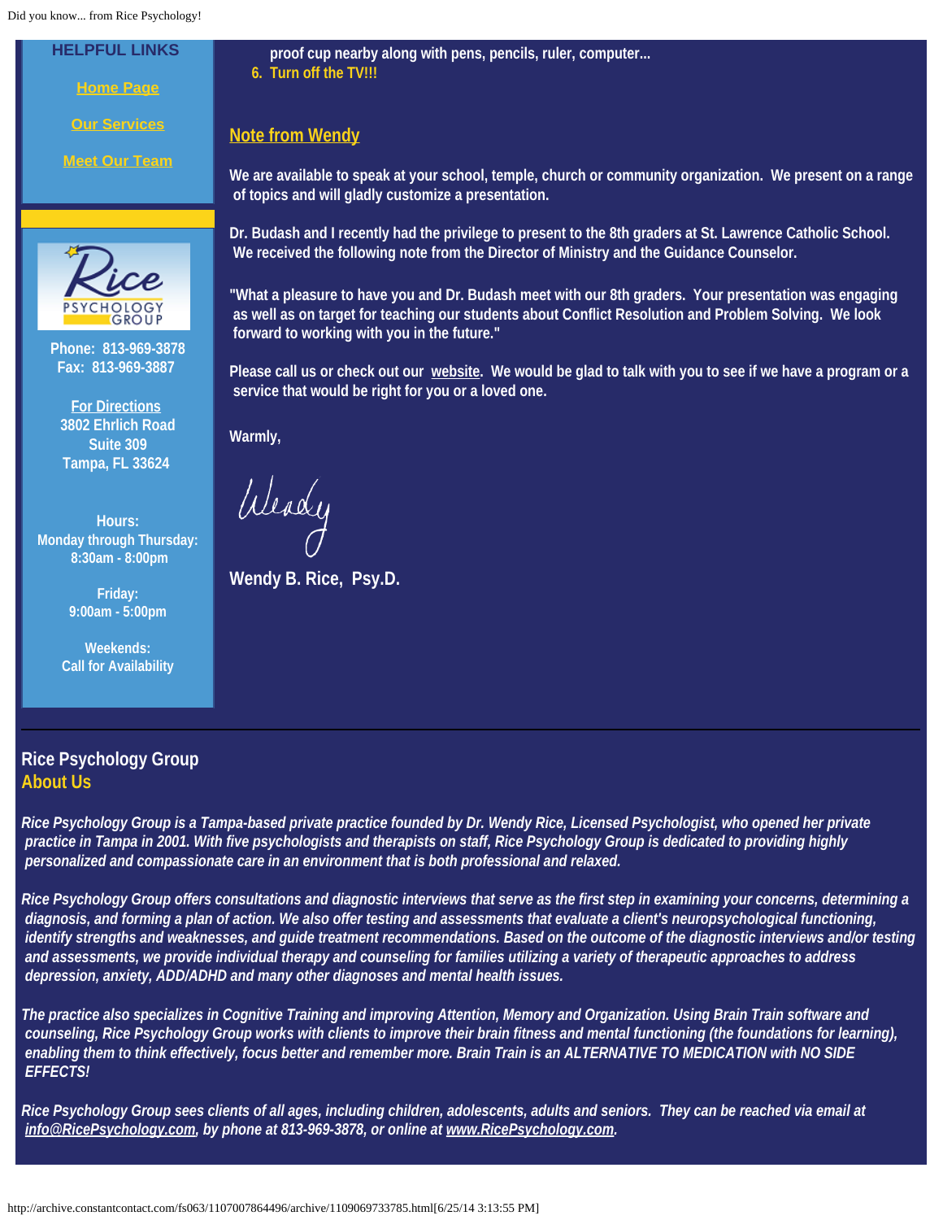**HELPFUL LINKS**

[Home Page]

[Our Services]

[Meet Our Team]

Rice PSYCHOLOGY GROUP

Phone: 813-969-3878
Fax: 813-969-3887

For Directions
3802 Ehrlich Road
Suite 309
Tampa, FL 33624

Hours:
Monday through Thursday:
8:30am - 8:00pm

Friday:
9:00am - 5:00pm

Weekends:
Call for Availability

proof cup nearby along with pens, pencils, ruler, computer...

6. Turn off the TV!!!

## Note from Wendy

We are available to speak at your school, temple, church or community organization. We present on a range of topics and will gladly customize a presentation.

Dr. Budash and I recently had the privilege to present to the 8th graders at St. Lawrence Catholic School. We received the following note from the Director of Ministry and the Guidance Counselor.

"What a pleasure to have you and Dr. Budash meet with our 8th graders. Your presentation was engaging as well as on target for teaching our students about Conflict Resolution and Problem Solving. We look forward to working with you in the future."

Please call us or check out our website. We would be glad to talk with you to see if we have a program or a service that would be right for you or a loved one.

Warmly,

Wendy

**Wendy B. Rice, Psy.D.**

---

### Rice Psychology Group
### About Us

*Rice Psychology Group is a Tampa-based private practice founded by Dr. Wendy Rice, Licensed Psychologist, who opened her private practice in Tampa in 2001. With five psychologists and therapists on staff, Rice Psychology Group is dedicated to providing highly personalized and compassionate care in an environment that is both professional and relaxed.*

*Rice Psychology Group offers consultations and diagnostic interviews that serve as the first step in examining your concerns, determining a diagnosis, and forming a plan of action. We also offer testing and assessments that evaluate a client's neuropsychological functioning, identify strengths and weaknesses, and guide treatment recommendations. Based on the outcome of the diagnostic interviews and/or testing and assessments, we provide individual therapy and counseling for families utilizing a variety of therapeutic approaches to address depression, anxiety, ADD/ADHD and many other diagnoses and mental health issues.*

*The practice also specializes in Cognitive Training and improving Attention, Memory and Organization. Using Brain Train software and counseling, Rice Psychology Group works with clients to improve their brain fitness and mental functioning (the foundations for learning), enabling them to think effectively, focus better and remember more. Brain Train is an ALTERNATIVE TO MEDICATION with NO SIDE EFFECTS!*

*Rice Psychology Group sees clients of all ages, including children, adolescents, adults and seniors. They can be reached via email at info@RicePsychology.com, by phone at 813-969-3878, or online at www.RicePsychology.com.*